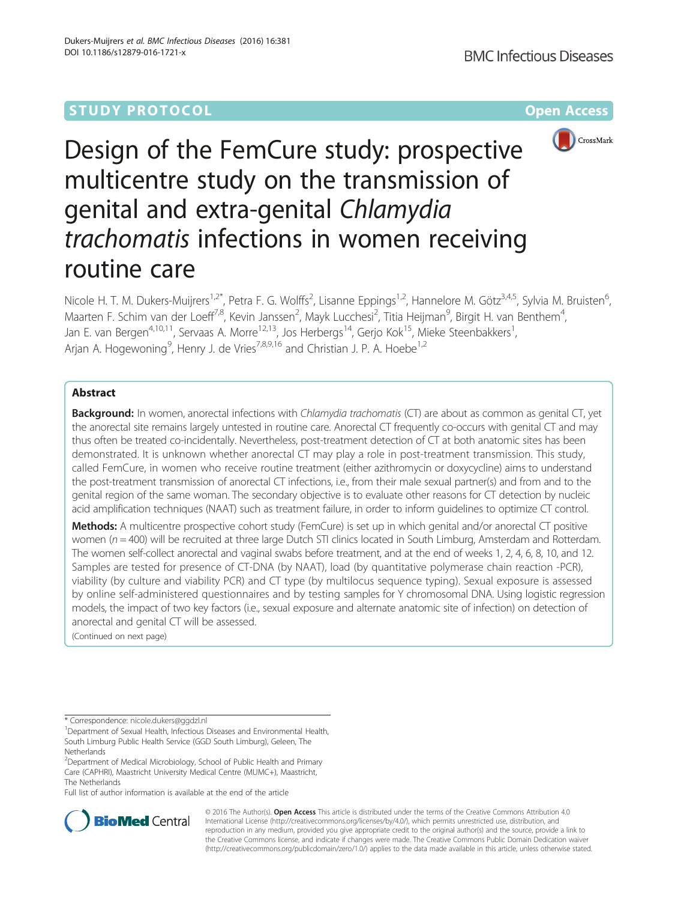STUDY PROTOCOL Open Access

# Design of the FemCure study: prospective multicentre study on the transmission of genital and extra-genital *Chlamydia trachomatis* infections in women receiving routine care

Nicole H. T. M. Dukers-Muijrers[1,2*], Petra F. G. Wolffs[2], Lisanne Eppings[1,2], Hannelore M. Götz[3,4,5], Sylvia M. Bruisten[6], Maarten F. Schim van der Loeff[7,8], Kevin Janssen[2], Mayk Lucchesi[2], Titia Heijman[9], Birgit H. van Benthem[4], Jan E. van Bergen[4,10,11], Servaas A. Morré[12,13], Jos Herbergs[14], Gerjo Kok[15], Mieke Steenbakkers[1], Arjan A. Hogewoning[9], Henry J. de Vries[7,8,9,16] and Christian J. P. A. Hoebe[1,2]

## Abstract

**Background:** In women, anorectal infections with *Chlamydia trachomatis* (CT) are about as common as genital CT, yet the anorectal site remains largely untested in routine care. Anorectal CT frequently co-occurs with genital CT and may thus often be treated co-incidentally. Nevertheless, post-treatment detection of CT at both anatomic sites has been demonstrated. It is unknown whether anorectal CT may play a role in post-treatment transmission. This study, called FemCure, in women who receive routine treatment (either azithromycin or doxycycline) aims to understand the post-treatment transmission of anorectal CT infections, i.e., from their male sexual partner(s) and from and to the genital region of the same woman. The secondary objective is to evaluate other reasons for CT detection by nucleic acid amplification techniques (NAAT) such as treatment failure, in order to inform guidelines to optimize CT control.

**Methods:** A multicentre prospective cohort study (FemCure) is set up in which genital and/or anorectal CT positive women ($n = 400$) will be recruited at three large Dutch STI clinics located in South Limburg, Amsterdam and Rotterdam. The women self-collect anorectal and vaginal swabs before treatment, and at the end of weeks 1, 2, 4, 6, 8, 10, and 12. Samples are tested for presence of CT-DNA (by NAAT), load (by quantitative polymerase chain reaction -PCR), viability (by culture and viability PCR) and CT type (by multilocus sequence typing). Sexual exposure is assessed by online self-administered questionnaires and by testing samples for Y chromosomal DNA. Using logistic regression models, the impact of two key factors (i.e., sexual exposure and alternate anatomic site of infection) on detection of anorectal and genital CT will be assessed.

(Continued on next page)

---

* Correspondence: nicole.dukers@ggdzl.nl

[1]Department of Sexual Health, Infectious Diseases and Environmental Health, South Limburg Public Health Service (GGD South Limburg), Geleen, The Netherlands

[2]Department of Medical Microbiology, School of Public Health and Primary Care (CAPHRI), Maastricht University Medical Centre (MUMC+), Maastricht, The Netherlands

Full list of author information is available at the end of the article

© 2016 The Author(s). **Open Access** This article is distributed under the terms of the Creative Commons Attribution 4.0 International License (http://creativecommons.org/licenses/by/4.0/), which permits unrestricted use, distribution, and reproduction in any medium, provided you give appropriate credit to the original author(s) and the source, provide a link to the Creative Commons license, and indicate if changes were made. The Creative Commons Public Domain Dedication waiver (http://creativecommons.org/publicdomain/zero/1.0/) applies to the data made available in this article, unless otherwise stated.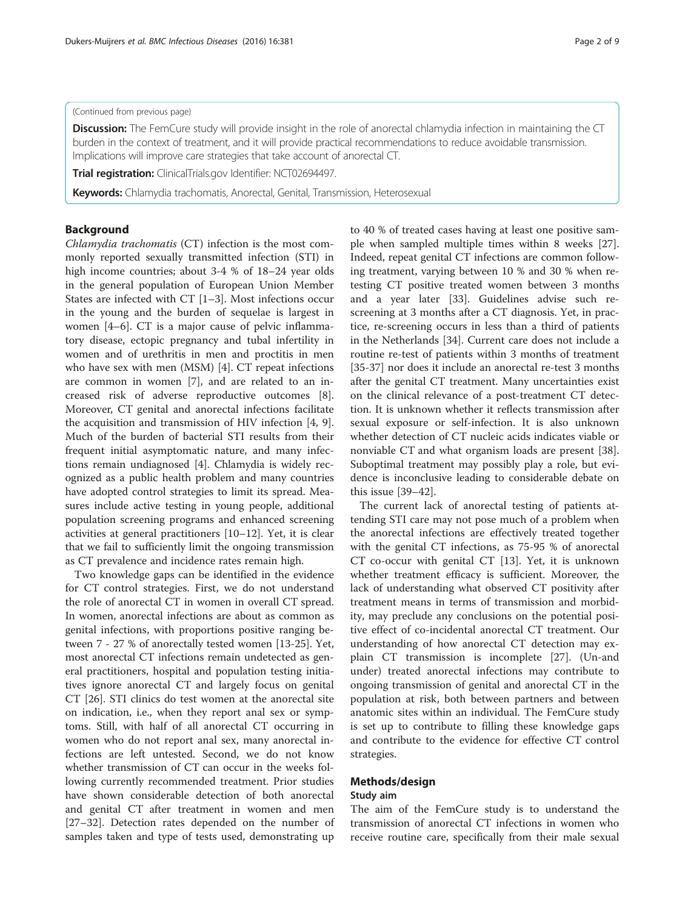(Continued from previous page)

**Discussion:** The FemCure study will provide insight in the role of anorectal chlamydia infection in maintaining the CT burden in the context of treatment, and it will provide practical recommendations to reduce avoidable transmission. Implications will improve care strategies that take account of anorectal CT.

**Trial registration:** ClinicalTrials.gov Identifier: NCT02694497.

**Keywords:** Chlamydia trachomatis, Anorectal, Genital, Transmission, Heterosexual

## Background

*Chlamydia trachomatis* (CT) infection is the most commonly reported sexually transmitted infection (STI) in high income countries; about 3-4 % of 18–24 year olds in the general population of European Union Member States are infected with CT [1–3]. Most infections occur in the young and the burden of sequelae is largest in women [4–6]. CT is a major cause of pelvic inflammatory disease, ectopic pregnancy and tubal infertility in women and of urethritis in men and proctitis in men who have sex with men (MSM) [4]. CT repeat infections are common in women [7], and are related to an increased risk of adverse reproductive outcomes [8]. Moreover, CT genital and anorectal infections facilitate the acquisition and transmission of HIV infection [4, 9]. Much of the burden of bacterial STI results from their frequent initial asymptomatic nature, and many infections remain undiagnosed [4]. Chlamydia is widely recognized as a public health problem and many countries have adopted control strategies to limit its spread. Measures include active testing in young people, additional population screening programs and enhanced screening activities at general practitioners [10–12]. Yet, it is clear that we fail to sufficiently limit the ongoing transmission as CT prevalence and incidence rates remain high.

Two knowledge gaps can be identified in the evidence for CT control strategies. First, we do not understand the role of anorectal CT in women in overall CT spread. In women, anorectal infections are about as common as genital infections, with proportions positive ranging between 7 - 27 % of anorectally tested women [13-25]. Yet, most anorectal CT infections remain undetected as general practitioners, hospital and population testing initiatives ignore anorectal CT and largely focus on genital CT [26]. STI clinics do test women at the anorectal site on indication, i.e., when they report anal sex or symptoms. Still, with half of all anorectal CT occurring in women who do not report anal sex, many anorectal infections are left untested. Second, we do not know whether transmission of CT can occur in the weeks following currently recommended treatment. Prior studies have shown considerable detection of both anorectal and genital CT after treatment in women and men [27–32]. Detection rates depended on the number of samples taken and type of tests used, demonstrating up to 40 % of treated cases having at least one positive sample when sampled multiple times within 8 weeks [27]. Indeed, repeat genital CT infections are common following treatment, varying between 10 % and 30 % when retesting CT positive treated women between 3 months and a year later [33]. Guidelines advise such rescreening at 3 months after a CT diagnosis. Yet, in practice, re-screening occurs in less than a third of patients in the Netherlands [34]. Current care does not include a routine re-test of patients within 3 months of treatment [35-37] nor does it include an anorectal re-test 3 months after the genital CT treatment. Many uncertainties exist on the clinical relevance of a post-treatment CT detection. It is unknown whether it reflects transmission after sexual exposure or self-infection. It is also unknown whether detection of CT nucleic acids indicates viable or nonviable CT and what organism loads are present [38]. Suboptimal treatment may possibly play a role, but evidence is inconclusive leading to considerable debate on this issue [39–42].

The current lack of anorectal testing of patients attending STI care may not pose much of a problem when the anorectal infections are effectively treated together with the genital CT infections, as 75-95 % of anorectal CT co-occur with genital CT [13]. Yet, it is unknown whether treatment efficacy is sufficient. Moreover, the lack of understanding what observed CT positivity after treatment means in terms of transmission and morbidity, may preclude any conclusions on the potential positive effect of co-incidental anorectal CT treatment. Our understanding of how anorectal CT detection may explain CT transmission is incomplete [27]. (Un-and under) treated anorectal infections may contribute to ongoing transmission of genital and anorectal CT in the population at risk, both between partners and between anatomic sites within an individual. The FemCure study is set up to contribute to filling these knowledge gaps and contribute to the evidence for effective CT control strategies.

## Methods/design

### Study aim

The aim of the FemCure study is to understand the transmission of anorectal CT infections in women who receive routine care, specifically from their male sexual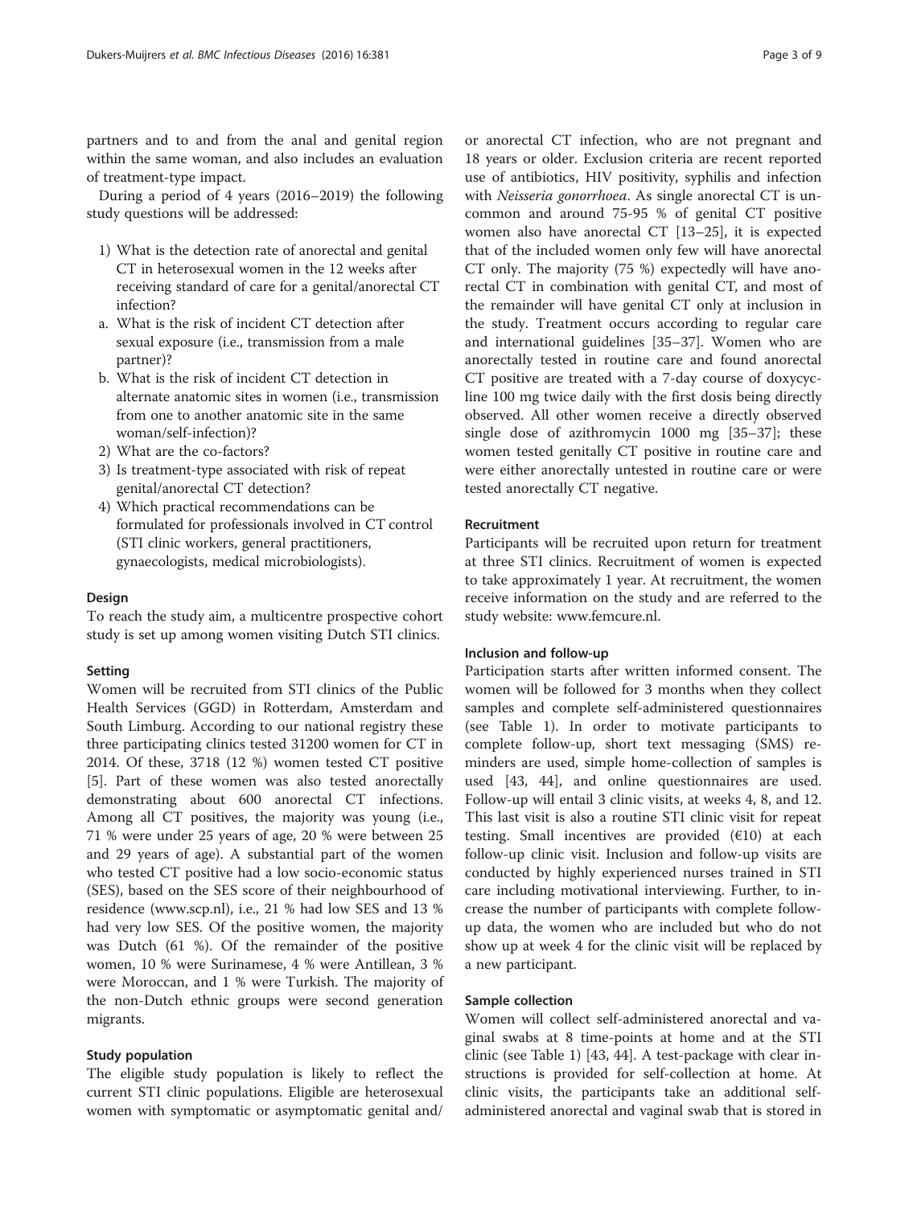partners and to and from the anal and genital region within the same woman, and also includes an evaluation of treatment-type impact.

During a period of 4 years (2016–2019) the following study questions will be addressed:

1) What is the detection rate of anorectal and genital CT in heterosexual women in the 12 weeks after receiving standard of care for a genital/anorectal CT infection?
   a. What is the risk of incident CT detection after sexual exposure (i.e., transmission from a male partner)?
   b. What is the risk of incident CT detection in alternate anatomic sites in women (i.e., transmission from one to another anatomic site in the same woman/self-infection)?
2) What are the co-factors?
3) Is treatment-type associated with risk of repeat genital/anorectal CT detection?
4) Which practical recommendations can be formulated for professionals involved in CT control (STI clinic workers, general practitioners, gynaecologists, medical microbiologists).

### Design

To reach the study aim, a multicentre prospective cohort study is set up among women visiting Dutch STI clinics.

### Setting

Women will be recruited from STI clinics of the Public Health Services (GGD) in Rotterdam, Amsterdam and South Limburg. According to our national registry these three participating clinics tested 31200 women for CT in 2014. Of these, 3718 (12 %) women tested CT positive [5]. Part of these women was also tested anorectally demonstrating about 600 anorectal CT infections. Among all CT positives, the majority was young (i.e., 71 % were under 25 years of age, 20 % were between 25 and 29 years of age). A substantial part of the women who tested CT positive had a low socio-economic status (SES), based on the SES score of their neighbourhood of residence (www.scp.nl), i.e., 21 % had low SES and 13 % had very low SES. Of the positive women, the majority was Dutch (61 %). Of the remainder of the positive women, 10 % were Surinamese, 4 % were Antillean, 3 % were Moroccan, and 1 % were Turkish. The majority of the non-Dutch ethnic groups were second generation migrants.

### Study population

The eligible study population is likely to reflect the current STI clinic populations. Eligible are heterosexual women with symptomatic or asymptomatic genital and/or anorectal CT infection, who are not pregnant and 18 years or older. Exclusion criteria are recent reported use of antibiotics, HIV positivity, syphilis and infection with *Neisseria gonorrhoea*. As single anorectal CT is uncommon and around 75-95 % of genital CT positive women also have anorectal CT [13–25], it is expected that of the included women only few will have anorectal CT only. The majority (75 %) expectedly will have anorectal CT in combination with genital CT, and most of the remainder will have genital CT only at inclusion in the study. Treatment occurs according to regular care and international guidelines [35–37]. Women who are anorectally tested in routine care and found anorectal CT positive are treated with a 7-day course of doxycycline 100 mg twice daily with the first dosis being directly observed. All other women receive a directly observed single dose of azithromycin 1000 mg [35–37]; these women tested genitally CT positive in routine care and were either anorectally untested in routine care or were tested anorectally CT negative.

### Recruitment

Participants will be recruited upon return for treatment at three STI clinics. Recruitment of women is expected to take approximately 1 year. At recruitment, the women receive information on the study and are referred to the study website: www.femcure.nl.

### Inclusion and follow-up

Participation starts after written informed consent. The women will be followed for 3 months when they collect samples and complete self-administered questionnaires (see Table 1). In order to motivate participants to complete follow-up, short text messaging (SMS) reminders are used, simple home-collection of samples is used [43, 44], and online questionnaires are used. Follow-up will entail 3 clinic visits, at weeks 4, 8, and 12. This last visit is also a routine STI clinic visit for repeat testing. Small incentives are provided (€10) at each follow-up clinic visit. Inclusion and follow-up visits are conducted by highly experienced nurses trained in STI care including motivational interviewing. Further, to increase the number of participants with complete follow-up data, the women who are included but who do not show up at week 4 for the clinic visit will be replaced by a new participant.

### Sample collection

Women will collect self-administered anorectal and vaginal swabs at 8 time-points at home and at the STI clinic (see Table 1) [43, 44]. A test-package with clear instructions is provided for self-collection at home. At clinic visits, the participants take an additional self-administered anorectal and vaginal swab that is stored in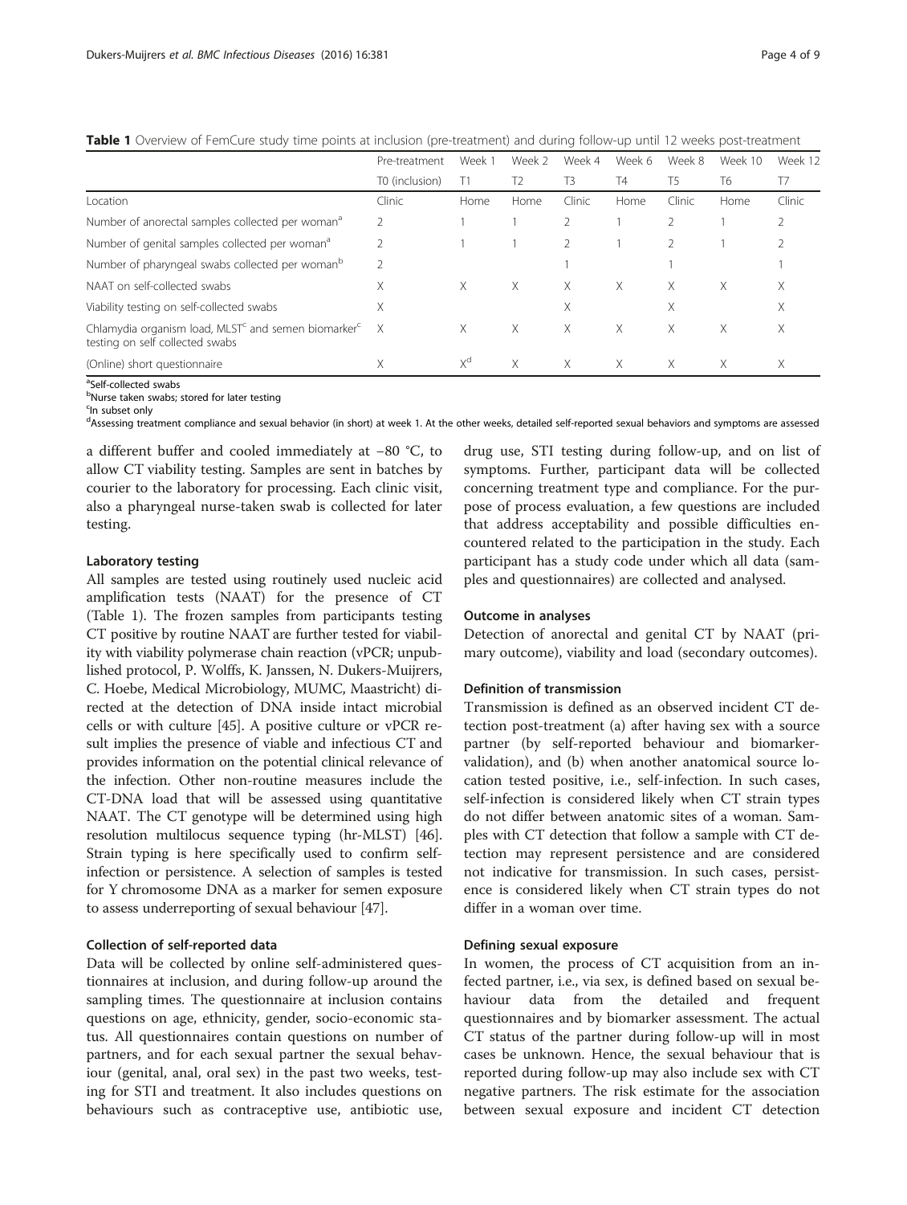**Table 1** Overview of FemCure study time points at inclusion (pre-treatment) and during follow-up until 12 weeks post-treatment

| | Pre-treatment | Week 1 | Week 2 | Week 4 | Week 6 | Week 8 | Week 10 | Week 12 |
|---|---|---|---|---|---|---|---|---|
| | T0 (inclusion) | T1 | T2 | T3 | T4 | T5 | T6 | T7 |
| Location | Clinic | Home | Home | Clinic | Home | Clinic | Home | Clinic |
| Number of anorectal samples collected per woman[a] | 2 | 1 | 1 | 2 | 1 | 2 | 1 | 2 |
| Number of genital samples collected per woman[a] | 2 | 1 | 1 | 2 | 1 | 2 | 1 | 2 |
| Number of pharyngeal swabs collected per woman[b] | 2 | | | 1 | | 1 | | 1 |
| NAAT on self-collected swabs | X | X | X | X | X | X | X | X |
| Viability testing on self-collected swabs | X | | | X | | X | | X |
| Chlamydia organism load, MLST[c] and semen biomarker[c] testing on self collected swabs | X | X | X | X | X | X | X | X |
| (Online) short questionnaire | X | X[d] | X | X | X | X | X | X |

[a]Self-collected swabs
[b]Nurse taken swabs; stored for later testing
[c]In subset only
[d]Assessing treatment compliance and sexual behavior (in short) at week 1. At the other weeks, detailed self-reported sexual behaviors and symptoms are assessed

a different buffer and cooled immediately at −80 °C, to allow CT viability testing. Samples are sent in batches by courier to the laboratory for processing. Each clinic visit, also a pharyngeal nurse-taken swab is collected for later testing.

#### Laboratory testing

All samples are tested using routinely used nucleic acid amplification tests (NAAT) for the presence of CT (Table 1). The frozen samples from participants testing CT positive by routine NAAT are further tested for viability with viability polymerase chain reaction (vPCR; unpublished protocol, P. Wolffs, K. Janssen, N. Dukers-Muijrers, C. Hoebe, Medical Microbiology, MUMC, Maastricht) directed at the detection of DNA inside intact microbial cells or with culture [45]. A positive culture or vPCR result implies the presence of viable and infectious CT and provides information on the potential clinical relevance of the infection. Other non-routine measures include the CT-DNA load that will be assessed using quantitative NAAT. The CT genotype will be determined using high resolution multilocus sequence typing (hr-MLST) [46]. Strain typing is here specifically used to confirm self-infection or persistence. A selection of samples is tested for Y chromosome DNA as a marker for semen exposure to assess underreporting of sexual behaviour [47].

#### Collection of self-reported data

Data will be collected by online self-administered questionnaires at inclusion, and during follow-up around the sampling times. The questionnaire at inclusion contains questions on age, ethnicity, gender, socio-economic status. All questionnaires contain questions on number of partners, and for each sexual partner the sexual behaviour (genital, anal, oral sex) in the past two weeks, testing for STI and treatment. It also includes questions on behaviours such as contraceptive use, antibiotic use, drug use, STI testing during follow-up, and on list of symptoms. Further, participant data will be collected concerning treatment type and compliance. For the purpose of process evaluation, a few questions are included that address acceptability and possible difficulties encountered related to the participation in the study. Each participant has a study code under which all data (samples and questionnaires) are collected and analysed.

#### Outcome in analyses

Detection of anorectal and genital CT by NAAT (primary outcome), viability and load (secondary outcomes).

#### Definition of transmission

Transmission is defined as an observed incident CT detection post-treatment (a) after having sex with a source partner (by self-reported behaviour and biomarker-validation), and (b) when another anatomical source location tested positive, i.e., self-infection. In such cases, self-infection is considered likely when CT strain types do not differ between anatomic sites of a woman. Samples with CT detection that follow a sample with CT detection may represent persistence and are considered not indicative for transmission. In such cases, persistence is considered likely when CT strain types do not differ in a woman over time.

#### Defining sexual exposure

In women, the process of CT acquisition from an infected partner, i.e., via sex, is defined based on sexual behaviour data from the detailed and frequent questionnaires and by biomarker assessment. The actual CT status of the partner during follow-up will in most cases be unknown. Hence, the sexual behaviour that is reported during follow-up may also include sex with CT negative partners. The risk estimate for the association between sexual exposure and incident CT detection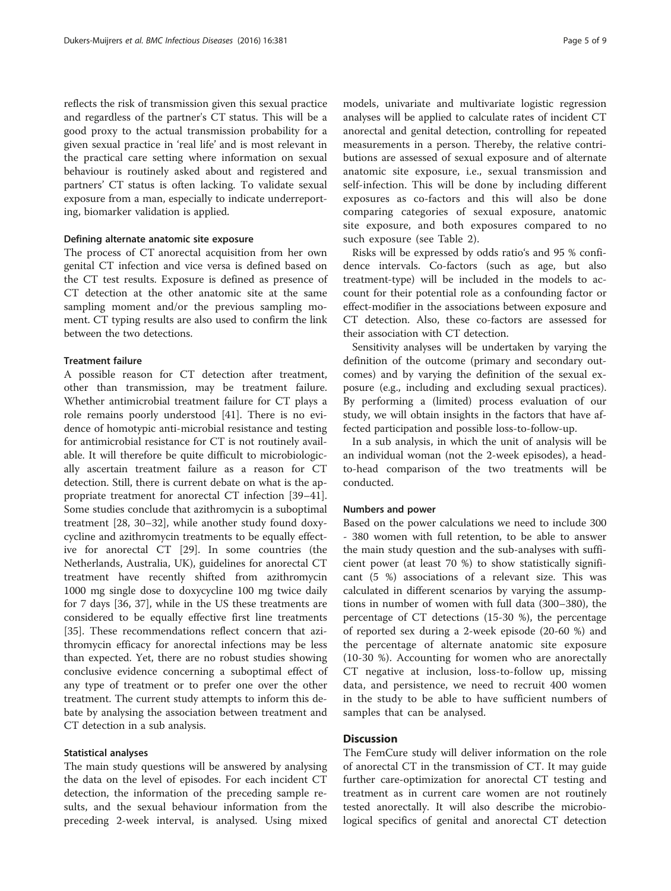reflects the risk of transmission given this sexual practice and regardless of the partner's CT status. This will be a good proxy to the actual transmission probability for a given sexual practice in 'real life' and is most relevant in the practical care setting where information on sexual behaviour is routinely asked about and registered and partners' CT status is often lacking. To validate sexual exposure from a man, especially to indicate underreporting, biomarker validation is applied.

#### Defining alternate anatomic site exposure

The process of CT anorectal acquisition from her own genital CT infection and vice versa is defined based on the CT test results. Exposure is defined as presence of CT detection at the other anatomic site at the same sampling moment and/or the previous sampling moment. CT typing results are also used to confirm the link between the two detections.

#### Treatment failure

A possible reason for CT detection after treatment, other than transmission, may be treatment failure. Whether antimicrobial treatment failure for CT plays a role remains poorly understood [41]. There is no evidence of homotypic anti-microbial resistance and testing for antimicrobial resistance for CT is not routinely available. It will therefore be quite difficult to microbiologically ascertain treatment failure as a reason for CT detection. Still, there is current debate on what is the appropriate treatment for anorectal CT infection [39–41]. Some studies conclude that azithromycin is a suboptimal treatment [28, 30–32], while another study found doxycycline and azithromycin treatments to be equally effective for anorectal CT [29]. In some countries (the Netherlands, Australia, UK), guidelines for anorectal CT treatment have recently shifted from azithromycin 1000 mg single dose to doxycycline 100 mg twice daily for 7 days [36, 37], while in the US these treatments are considered to be equally effective first line treatments [35]. These recommendations reflect concern that azithromycin efficacy for anorectal infections may be less than expected. Yet, there are no robust studies showing conclusive evidence concerning a suboptimal effect of any type of treatment or to prefer one over the other treatment. The current study attempts to inform this debate by analysing the association between treatment and CT detection in a sub analysis.

#### Statistical analyses

The main study questions will be answered by analysing the data on the level of episodes. For each incident CT detection, the information of the preceding sample results, and the sexual behaviour information from the preceding 2-week interval, is analysed. Using mixed models, univariate and multivariate logistic regression analyses will be applied to calculate rates of incident CT anorectal and genital detection, controlling for repeated measurements in a person. Thereby, the relative contributions are assessed of sexual exposure and of alternate anatomic site exposure, i.e., sexual transmission and self-infection. This will be done by including different exposures as co-factors and this will also be done comparing categories of sexual exposure, anatomic site exposure, and both exposures compared to no such exposure (see Table 2).

Risks will be expressed by odds ratio's and 95 % confidence intervals. Co-factors (such as age, but also treatment-type) will be included in the models to account for their potential role as a confounding factor or effect-modifier in the associations between exposure and CT detection. Also, these co-factors are assessed for their association with CT detection.

Sensitivity analyses will be undertaken by varying the definition of the outcome (primary and secondary outcomes) and by varying the definition of the sexual exposure (e.g., including and excluding sexual practices). By performing a (limited) process evaluation of our study, we will obtain insights in the factors that have affected participation and possible loss-to-follow-up.

In a sub analysis, in which the unit of analysis will be an individual woman (not the 2-week episodes), a head-to-head comparison of the two treatments will be conducted.

#### Numbers and power

Based on the power calculations we need to include 300 - 380 women with full retention, to be able to answer the main study question and the sub-analyses with sufficient power (at least 70 %) to show statistically significant (5 %) associations of a relevant size. This was calculated in different scenarios by varying the assumptions in number of women with full data (300–380), the percentage of CT detections (15-30 %), the percentage of reported sex during a 2-week episode (20-60 %) and the percentage of alternate anatomic site exposure (10-30 %). Accounting for women who are anorectally CT negative at inclusion, loss-to-follow up, missing data, and persistence, we need to recruit 400 women in the study to be able to have sufficient numbers of samples that can be analysed.

## Discussion

The FemCure study will deliver information on the role of anorectal CT in the transmission of CT. It may guide further care-optimization for anorectal CT testing and treatment as in current care women are not routinely tested anorectally. It will also describe the microbiological specifics of genital and anorectal CT detection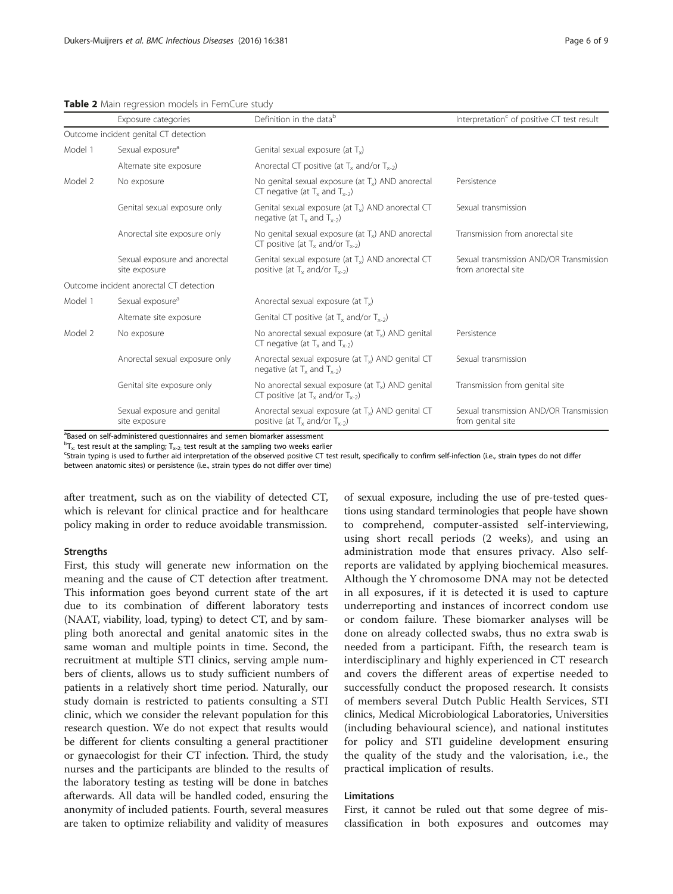**Table 2** Main regression models in FemCure study

| | Exposure categories | Definition in the data[b] | Interpretation[c] of positive CT test result |
|---|---|---|---|
| Outcome incident genital CT detection | | | |
| Model 1 | Sexual exposure[a] | Genital sexual exposure (at $T_x$) | |
| | Alternate site exposure | Anorectal CT positive (at $T_x$ and/or $T_{x-2}$) | |
| Model 2 | No exposure | No genital sexual exposure (at $T_x$) AND anorectal CT negative (at $T_x$ and $T_{x-2}$) | Persistence |
| | Genital sexual exposure only | Genital sexual exposure (at $T_x$) AND anorectal CT negative (at $T_x$ and $T_{x-2}$) | Sexual transmission |
| | Anorectal site exposure only | No genital sexual exposure (at $T_x$) AND anorectal CT positive (at $T_x$ and/or $T_{x-2}$) | Transmission from anorectal site |
| | Sexual exposure and anorectal site exposure | Genital sexual exposure (at $T_x$) AND anorectal CT positive (at $T_x$ and/or $T_{x-2}$) | Sexual transmission AND/OR Transmission from anorectal site |
| Outcome incident anorectal CT detection | | | |
| Model 1 | Sexual exposure[a] | Anorectal sexual exposure (at $T_x$) | |
| | Alternate site exposure | Genital CT positive (at $T_x$ and/or $T_{x-2}$) | |
| Model 2 | No exposure | No anorectal sexual exposure (at $T_x$) AND genital CT negative (at $T_x$ and $T_{x-2}$) | Persistence |
| | Anorectal sexual exposure only | Anorectal sexual exposure (at $T_x$) AND genital CT negative (at $T_x$ and $T_{x-2}$) | Sexual transmission |
| | Genital site exposure only | No anorectal sexual exposure (at $T_x$) AND genital CT positive (at $T_x$ and/or $T_{x-2}$) | Transmission from genital site |
| | Sexual exposure and genital site exposure | Anorectal sexual exposure (at $T_x$) AND genital CT positive (at $T_x$ and/or $T_{x-2}$) | Sexual transmission AND/OR Transmission from genital site |

[a]Based on self-administered questionnaires and semen biomarker assessment

[b]$T_x$: test result at the sampling; $T_{x-2}$: test result at the sampling two weeks earlier

[c]Strain typing is used to further aid interpretation of the observed positive CT test result, specifically to confirm self-infection (i.e., strain types do not differ between anatomic sites) or persistence (i.e., strain types do not differ over time)

after treatment, such as on the viability of detected CT, which is relevant for clinical practice and for healthcare policy making in order to reduce avoidable transmission.

### Strengths

First, this study will generate new information on the meaning and the cause of CT detection after treatment. This information goes beyond current state of the art due to its combination of different laboratory tests (NAAT, viability, load, typing) to detect CT, and by sampling both anorectal and genital anatomic sites in the same woman and multiple points in time. Second, the recruitment at multiple STI clinics, serving ample numbers of clients, allows us to study sufficient numbers of patients in a relatively short time period. Naturally, our study domain is restricted to patients consulting a STI clinic, which we consider the relevant population for this research question. We do not expect that results would be different for clients consulting a general practitioner or gynaecologist for their CT infection. Third, the study nurses and the participants are blinded to the results of the laboratory testing as testing will be done in batches afterwards. All data will be handled coded, ensuring the anonymity of included patients. Fourth, several measures are taken to optimize reliability and validity of measures of sexual exposure, including the use of pre-tested questions using standard terminologies that people have shown to comprehend, computer-assisted self-interviewing, using short recall periods (2 weeks), and using an administration mode that ensures privacy. Also self-reports are validated by applying biochemical measures. Although the Y chromosome DNA may not be detected in all exposures, if it is detected it is used to capture underreporting and instances of incorrect condom use or condom failure. These biomarker analyses will be done on already collected swabs, thus no extra swab is needed from a participant. Fifth, the research team is interdisciplinary and highly experienced in CT research and covers the different areas of expertise needed to successfully conduct the proposed research. It consists of members several Dutch Public Health Services, STI clinics, Medical Microbiological Laboratories, Universities (including behavioural science), and national institutes for policy and STI guideline development ensuring the quality of the study and the valorisation, i.e., the practical implication of results.

### Limitations

First, it cannot be ruled out that some degree of misclassification in both exposures and outcomes may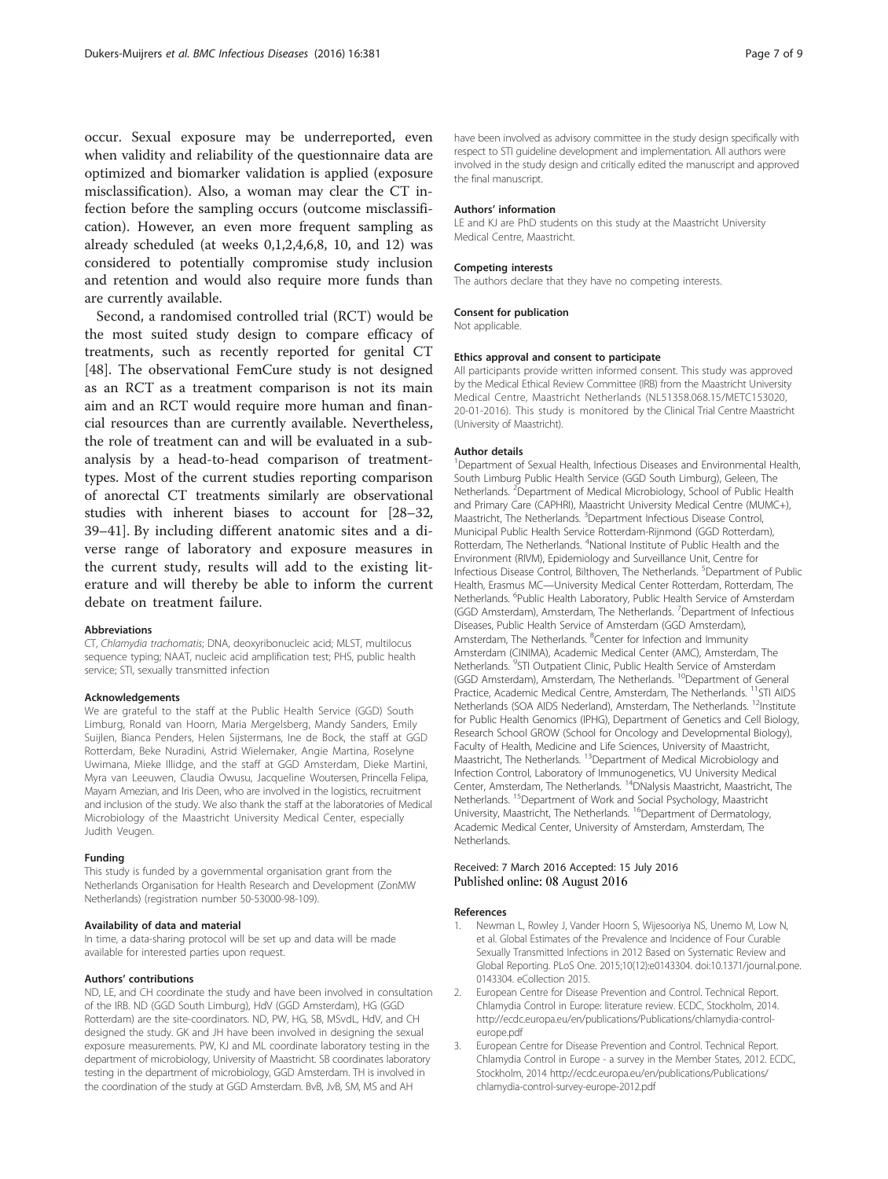occur. Sexual exposure may be underreported, even when validity and reliability of the questionnaire data are optimized and biomarker validation is applied (exposure misclassification). Also, a woman may clear the CT infection before the sampling occurs (outcome misclassification). However, an even more frequent sampling as already scheduled (at weeks 0,1,2,4,6,8, 10, and 12) was considered to potentially compromise study inclusion and retention and would also require more funds than are currently available.

Second, a randomised controlled trial (RCT) would be the most suited study design to compare efficacy of treatments, such as recently reported for genital CT [48]. The observational FemCure study is not designed as an RCT as a treatment comparison is not its main aim and an RCT would require more human and financial resources than are currently available. Nevertheless, the role of treatment can and will be evaluated in a subanalysis by a head-to-head comparison of treatment-types. Most of the current studies reporting comparison of anorectal CT treatments similarly are observational studies with inherent biases to account for [28–32, 39–41]. By including different anatomic sites and a diverse range of laboratory and exposure measures in the current study, results will add to the existing literature and will thereby be able to inform the current debate on treatment failure.

#### Abbreviations

CT, *Chlamydia trachomatis*; DNA, deoxyribonucleic acid; MLST, multilocus sequence typing; NAAT, nucleic acid amplification test; PHS, public health service; STI, sexually transmitted infection

#### Acknowledgements

We are grateful to the staff at the Public Health Service (GGD) South Limburg, Ronald van Hoorn, Maria Mergelsberg, Mandy Sanders, Emily Suijlen, Bianca Penders, Helen Sijstermans, Ine de Bock, the staff at GGD Rotterdam, Beke Nuradini, Astrid Wielemaker, Angie Martina, Roselyne Uwimana, Mieke Illidge, and the staff at GGD Amsterdam, Dieke Martini, Myra van Leeuwen, Claudia Owusu, Jacqueline Woutersen, Princella Felipa, Mayam Amezian, and Iris Deen, who are involved in the logistics, recruitment and inclusion of the study. We also thank the staff at the laboratories of Medical Microbiology of the Maastricht University Medical Center, especially Judith Veugen.

#### Funding

This study is funded by a governmental organisation grant from the Netherlands Organisation for Health Research and Development (ZonMW Netherlands) (registration number 50-53000-98-109).

#### Availability of data and material

In time, a data-sharing protocol will be set up and data will be made available for interested parties upon request.

#### Authors' contributions

ND, LE, and CH coordinate the study and have been involved in consultation of the IRB. ND (GGD South Limburg), HdV (GGD Amsterdam), HG (GGD Rotterdam) are the site-coordinators. ND, PW, HG, SB, MSvdL, HdV, and CH designed the study. GK and JH have been involved in designing the sexual exposure measurements. PW, KJ and ML coordinate laboratory testing in the department of microbiology, University of Maastricht. SB coordinates laboratory testing in the department of microbiology, GGD Amsterdam. TH is involved in the coordination of the study at GGD Amsterdam. BvB, JvB, SM, MS and AH have been involved as advisory committee in the study design specifically with respect to STI guideline development and implementation. All authors were involved in the study design and critically edited the manuscript and approved the final manuscript.

#### Authors' information

LE and KJ are PhD students on this study at the Maastricht University Medical Centre, Maastricht.

#### Competing interests

The authors declare that they have no competing interests.

#### Consent for publication

Not applicable.

#### Ethics approval and consent to participate

All participants provide written informed consent. This study was approved by the Medical Ethical Review Committee (IRB) from the Maastricht University Medical Centre, Maastricht Netherlands (NL51358.068.15/METC153020, 20-01-2016). This study is monitored by the Clinical Trial Centre Maastricht (University of Maastricht).

#### Author details

[1]Department of Sexual Health, Infectious Diseases and Environmental Health, South Limburg Public Health Service (GGD South Limburg), Geleen, The Netherlands. [2]Department of Medical Microbiology, School of Public Health and Primary Care (CAPHRI), Maastricht University Medical Centre (MUMC+), Maastricht, The Netherlands. [3]Department Infectious Disease Control, Municipal Public Health Service Rotterdam-Rijnmond (GGD Rotterdam), Rotterdam, The Netherlands. [4]National Institute of Public Health and the Environment (RIVM), Epidemiology and Surveillance Unit, Centre for Infectious Disease Control, Bilthoven, The Netherlands. [5]Department of Public Health, Erasmus MC—University Medical Center Rotterdam, Rotterdam, The Netherlands. [6]Public Health Laboratory, Public Health Service of Amsterdam (GGD Amsterdam), Amsterdam, The Netherlands. [7]Department of Infectious Diseases, Public Health Service of Amsterdam (GGD Amsterdam), Amsterdam, The Netherlands. [8]Center for Infection and Immunity Amsterdam (CINIMA), Academic Medical Center (AMC), Amsterdam, The Netherlands. [9]STI Outpatient Clinic, Public Health Service of Amsterdam (GGD Amsterdam), Amsterdam, The Netherlands. [10]Department of General Practice, Academic Medical Centre, Amsterdam, The Netherlands. [11]STI AIDS Netherlands (SOA AIDS Nederland), Amsterdam, The Netherlands. [12]Institute for Public Health Genomics (IPHG), Department of Genetics and Cell Biology, Research School GROW (School for Oncology and Developmental Biology), Faculty of Health, Medicine and Life Sciences, University of Maastricht, Maastricht, The Netherlands. [13]Department of Medical Microbiology and Infection Control, Laboratory of Immunogenetics, VU University Medical Center, Amsterdam, The Netherlands. [14]DNalysis Maastricht, Maastricht, The Netherlands. [15]Department of Work and Social Psychology, Maastricht University, Maastricht, The Netherlands. [16]Department of Dermatology, Academic Medical Center, University of Amsterdam, Amsterdam, The Netherlands.

Received: 7 March 2016 Accepted: 15 July 2016
Published online: 08 August 2016

#### References

1. Newman L, Rowley J, Vander Hoorn S, Wijesooriya NS, Unemo M, Low N, et al. Global Estimates of the Prevalence and Incidence of Four Curable Sexually Transmitted Infections in 2012 Based on Systematic Review and Global Reporting. PLoS One. 2015;10(12):e0143304. doi:10.1371/journal.pone.0143304. eCollection 2015.
2. European Centre for Disease Prevention and Control. Technical Report. Chlamydia Control in Europe: literature review. ECDC, Stockholm, 2014. http://ecdc.europa.eu/en/publications/Publications/chlamydia-control-europe.pdf
3. European Centre for Disease Prevention and Control. Technical Report. Chlamydia Control in Europe - a survey in the Member States, 2012. ECDC, Stockholm, 2014 http://ecdc.europa.eu/en/publications/Publications/chlamydia-control-survey-europe-2012.pdf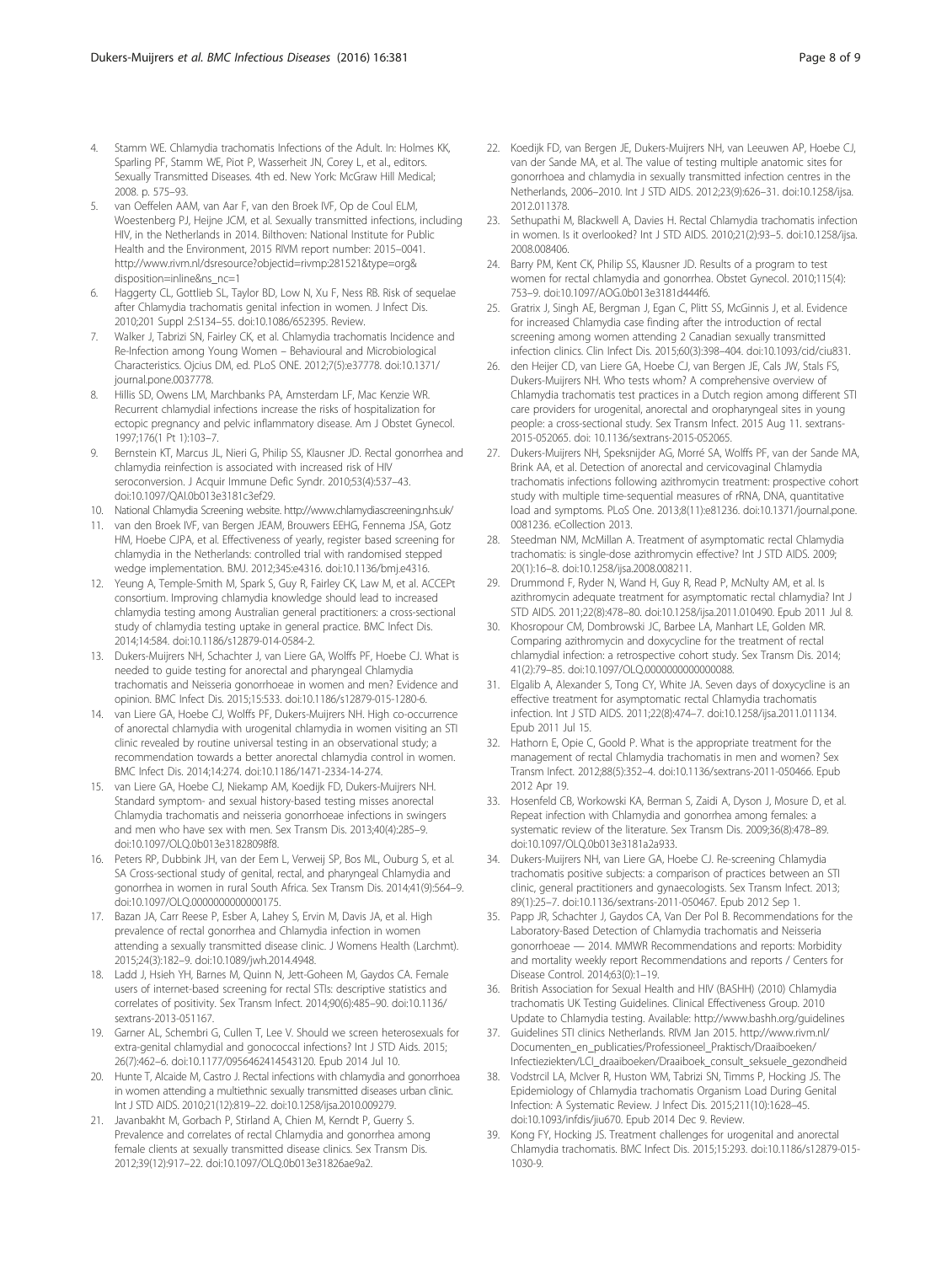4. Stamm WE. Chlamydia trachomatis Infections of the Adult. In: Holmes KK, Sparling PF, Stamm WE, Piot P, Wasserheit JN, Corey L, et al., editors. Sexually Transmitted Diseases. 4th ed. New York: McGraw Hill Medical; 2008. p. 575–93.
5. van Oeffelen AAM, van Aar F, van den Broek IVF, Op de Coul ELM, Woestenberg PJ, Heijne JCM, et al. Sexually transmitted infections, including HIV, in the Netherlands in 2014. Bilthoven: National Institute for Public Health and the Environment, 2015 RIVM report number: 2015–0041. http://www.rivm.nl/dsresource?objectid=rivmp:281521&type=org&disposition=inline&ns_nc=1
6. Haggerty CL, Gottlieb SL, Taylor BD, Low N, Xu F, Ness RB. Risk of sequelae after Chlamydia trachomatis genital infection in women. J Infect Dis. 2010;201 Suppl 2:S134–55. doi:10.1086/652395. Review.
7. Walker J, Tabrizi SN, Fairley CK, et al. Chlamydia trachomatis Incidence and Re-Infection among Young Women – Behavioural and Microbiological Characteristics. Ojcius DM, ed. PLoS ONE. 2012;7(5):e37778. doi:10.1371/journal.pone.0037778.
8. Hillis SD, Owens LM, Marchbanks PA, Amsterdam LF, Mac Kenzie WR. Recurrent chlamydial infections increase the risks of hospitalization for ectopic pregnancy and pelvic inflammatory disease. Am J Obstet Gynecol. 1997;176(1 Pt 1):103–7.
9. Bernstein KT, Marcus JL, Nieri G, Philip SS, Klausner JD. Rectal gonorrhea and chlamydia reinfection is associated with increased risk of HIV seroconversion. J Acquir Immune Defic Syndr. 2010;53(4):537–43. doi:10.1097/QAI.0b013e3181c3ef29.
10. National Chlamydia Screening website. http://www.chlamydiascreening.nhs.uk/
11. van den Broek IVF, van Bergen JEAM, Brouwers EEHG, Fennema JSA, Gotz HM, Hoebe CJPA, et al. Effectiveness of yearly, register based screening for chlamydia in the Netherlands: controlled trial with randomised stepped wedge implementation. BMJ. 2012;345:e4316. doi:10.1136/bmj.e4316.
12. Yeung A, Temple-Smith M, Spark S, Guy R, Fairley CK, Law M, et al. ACCEPt consortium. Improving chlamydia knowledge should lead to increased chlamydia testing among Australian general practitioners: a cross-sectional study of chlamydia testing uptake in general practice. BMC Infect Dis. 2014;14:584. doi:10.1186/s12879-014-0584-2.
13. Dukers-Muijrers NH, Schachter J, van Liere GA, Wolffs PF, Hoebe CJ. What is needed to guide testing for anorectal and pharyngeal Chlamydia trachomatis and Neisseria gonorrhoeae in women and men? Evidence and opinion. BMC Infect Dis. 2015;15:533. doi:10.1186/s12879-015-1280-6.
14. van Liere GA, Hoebe CJ, Wolffs PF, Dukers-Muijrers NH. High co-occurrence of anorectal chlamydia with urogenital chlamydia in women visiting an STI clinic revealed by routine universal testing in an observational study; a recommendation towards a better anorectal chlamydia control in women. BMC Infect Dis. 2014;14:274. doi:10.1186/1471-2334-14-274.
15. van Liere GA, Hoebe CJ, Niekamp AM, Koedijk FD, Dukers-Muijrers NH. Standard symptom- and sexual history-based testing misses anorectal Chlamydia trachomatis and neisseria gonorrhoeae infections in swingers and men who have sex with men. Sex Transm Dis. 2013;40(4):285–9. doi:10.1097/OLQ.0b013e31828098f8.
16. Peters RP, Dubbink JH, van der Eem L, Verweij SP, Bos ML, Ouburg S, et al. SA Cross-sectional study of genital, rectal, and pharyngeal Chlamydia and gonorrhea in women in rural South Africa. Sex Transm Dis. 2014;41(9):564–9. doi:10.1097/OLQ.0000000000000175.
17. Bazan JA, Carr Reese P, Esber A, Lahey S, Ervin M, Davis JA, et al. High prevalence of rectal gonorrhea and Chlamydia infection in women attending a sexually transmitted disease clinic. J Womens Health (Larchmt). 2015;24(3):182–9. doi:10.1089/jwh.2014.4948.
18. Ladd J, Hsieh YH, Barnes M, Quinn N, Jett-Goheen M, Gaydos CA. Female users of internet-based screening for rectal STIs: descriptive statistics and correlates of positivity. Sex Transm Infect. 2014;90(6):485–90. doi:10.1136/sextrans-2013-051167.
19. Garner AL, Schembri G, Cullen T, Lee V. Should we screen heterosexuals for extra-genital chlamydial and gonococcal infections? Int J STD Aids. 2015;26(7):462–6. doi:10.1177/0956462414543120. Epub 2014 Jul 10.
20. Hunte T, Alcaide M, Castro J. Rectal infections with chlamydia and gonorrhoea in women attending a multiethnic sexually transmitted diseases urban clinic. Int J STD AIDS. 2010;21(12):819–22. doi:10.1258/ijsa.2010.009279.
21. Javanbakht M, Gorbach P, Stirland A, Chien M, Kerndt P, Guerry S. Prevalence and correlates of rectal Chlamydia and gonorrhea among female clients at sexually transmitted disease clinics. Sex Transm Dis. 2012;39(12):917–22. doi:10.1097/OLQ.0b013e31826ae9a2.
22. Koedijk FD, van Bergen JE, Dukers-Muijrers NH, van Leeuwen AP, Hoebe CJ, van der Sande MA, et al. The value of testing multiple anatomic sites for gonorrhoea and chlamydia in sexually transmitted infection centres in the Netherlands, 2006–2010. Int J STD AIDS. 2012;23(9):626–31. doi:10.1258/ijsa.2012.011378.
23. Sethupathi M, Blackwell A, Davies H. Rectal Chlamydia trachomatis infection in women. Is it overlooked? Int J STD AIDS. 2010;21(2):93–5. doi:10.1258/ijsa.2008.008406.
24. Barry PM, Kent CK, Philip SS, Klausner JD. Results of a program to test women for rectal chlamydia and gonorrhea. Obstet Gynecol. 2010;115(4):753–9. doi:10.1097/AOG.0b013e3181d444f6.
25. Gratrix J, Singh AE, Bergman J, Egan C, Plitt SS, McGinnis J, et al. Evidence for increased Chlamydia case finding after the introduction of rectal screening among women attending 2 Canadian sexually transmitted infection clinics. Clin Infect Dis. 2015;60(3):398–404. doi:10.1093/cid/ciu831.
26. den Heijer CD, van Liere GA, Hoebe CJ, van Bergen JE, Cals JW, Stals FS, Dukers-Muijrers NH. Who tests whom? A comprehensive overview of Chlamydia trachomatis test practices in a Dutch region among different STI care providers for urogenital, anorectal and oropharyngeal sites in young people: a cross-sectional study. Sex Transm Infect. 2015 Aug 11. sextrans-2015-052065. doi: 10.1136/sextrans-2015-052065.
27. Dukers-Muijrers NH, Speksnijder AG, Morré SA, Wolffs PF, van der Sande MA, Brink AA, et al. Detection of anorectal and cervicovaginal Chlamydia trachomatis infections following azithromycin treatment: prospective cohort study with multiple time-sequential measures of rRNA, DNA, quantitative load and symptoms. PLoS One. 2013;8(11):e81236. doi:10.1371/journal.pone.0081236. eCollection 2013.
28. Steedman NM, McMillan A. Treatment of asymptomatic rectal Chlamydia trachomatis: is single-dose azithromycin effective? Int J STD AIDS. 2009;20(1):16–8. doi:10.1258/ijsa.2008.008211.
29. Drummond F, Ryder N, Wand H, Guy R, Read P, McNulty AM, et al. Is azithromycin adequate treatment for asymptomatic rectal chlamydia? Int J STD AIDS. 2011;22(8):478–80. doi:10.1258/ijsa.2011.010490. Epub 2011 Jul 8.
30. Khosropour CM, Dombrowski JC, Barbee LA, Manhart LE, Golden MR. Comparing azithromycin and doxycycline for the treatment of rectal chlamydial infection: a retrospective cohort study. Sex Transm Dis. 2014;41(2):79–85. doi:10.1097/OLQ.0000000000000088.
31. Elgalib A, Alexander S, Tong CY, White JA. Seven days of doxycycline is an effective treatment for asymptomatic rectal Chlamydia trachomatis infection. Int J STD AIDS. 2011;22(8):474–7. doi:10.1258/ijsa.2011.011134. Epub 2011 Jul 15.
32. Hathorn E, Opie C, Goold P. What is the appropriate treatment for the management of rectal Chlamydia trachomatis in men and women? Sex Transm Infect. 2012;88(5):352–4. doi:10.1136/sextrans-2011-050466. Epub 2012 Apr 19.
33. Hosenfeld CB, Workowski KA, Berman S, Zaidi A, Dyson J, Mosure D, et al. Repeat infection with Chlamydia and gonorrhea among females: a systematic review of the literature. Sex Transm Dis. 2009;36(8):478–89. doi:10.1097/OLQ.0b013e3181a2a933.
34. Dukers-Muijrers NH, van Liere GA, Hoebe CJ. Re-screening Chlamydia trachomatis positive subjects: a comparison of practices between an STI clinic, general practitioners and gynaecologists. Sex Transm Infect. 2013;89(1):25–7. doi:10.1136/sextrans-2011-050467. Epub 2012 Sep 1.
35. Papp JR, Schachter J, Gaydos CA, Van Der Pol B. Recommendations for the Laboratory-Based Detection of Chlamydia trachomatis and Neisseria gonorrhoeae — 2014. MMWR Recommendations and reports: Morbidity and mortality weekly report Recommendations and reports / Centers for Disease Control. 2014;63(0):1–19.
36. British Association for Sexual Health and HIV (BASHH) (2010) Chlamydia trachomatis UK Testing Guidelines. Clinical Effectiveness Group. 2010 Update to Chlamydia testing. Available: http://www.bashh.org/guidelines
37. Guidelines STI clinics Netherlands. RIVM Jan 2015. http://www.rivm.nl/Documenten_en_publicaties/Professioneel_Praktisch/Draaiboeken/Infectieziekten/LCI_draaiboeken/Draaiboek_consult_seksuele_gezondheid
38. Vodstrcil LA, McIver R, Huston WM, Tabrizi SN, Timms P, Hocking JS. The Epidemiology of Chlamydia trachomatis Organism Load During Genital Infection: A Systematic Review. J Infect Dis. 2015;211(10):1628–45. doi:10.1093/infdis/jiu670. Epub 2014 Dec 9. Review.
39. Kong FY, Hocking JS. Treatment challenges for urogenital and anorectal Chlamydia trachomatis. BMC Infect Dis. 2015;15:293. doi:10.1186/s12879-015-1030-9.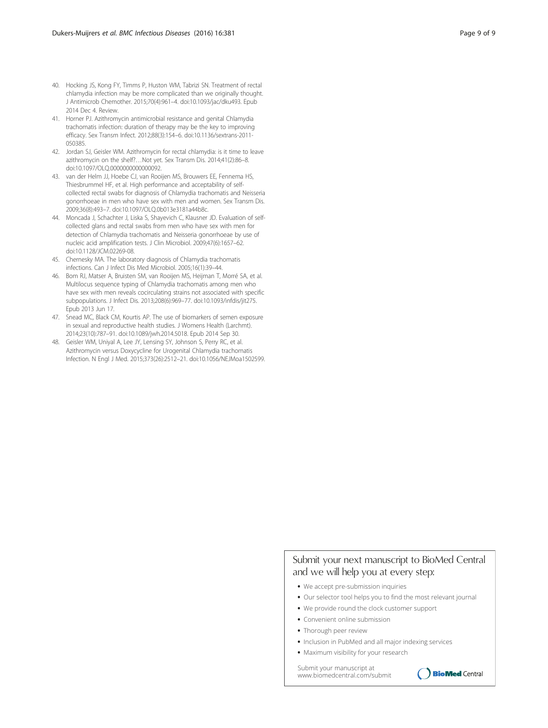40. Hocking JS, Kong FY, Timms P, Huston WM, Tabrizi SN. Treatment of rectal chlamydia infection may be more complicated than we originally thought. J Antimicrob Chemother. 2015;70(4):961–4. doi:10.1093/jac/dku493. Epub 2014 Dec 4. Review.
41. Horner PJ. Azithromycin antimicrobial resistance and genital Chlamydia trachomatis infection: duration of therapy may be the key to improving efficacy. Sex Transm Infect. 2012;88(3):154–6. doi:10.1136/sextrans-2011-050385.
42. Jordan SJ, Geisler WM. Azithromycin for rectal chlamydia: is it time to leave azithromycin on the shelf?…Not yet. Sex Transm Dis. 2014;41(2):86–8. doi:10.1097/OLQ.0000000000000092.
43. van der Helm JJ, Hoebe CJ, van Rooijen MS, Brouwers EE, Fennema HS, Thiesbrummel HF, et al. High performance and acceptability of self-collected rectal swabs for diagnosis of Chlamydia trachomatis and Neisseria gonorrhoeae in men who have sex with men and women. Sex Transm Dis. 2009;36(8):493–7. doi:10.1097/OLQ.0b013e3181a44b8c.
44. Moncada J, Schachter J, Liska S, Shayevich C, Klausner JD. Evaluation of self-collected glans and rectal swabs from men who have sex with men for detection of Chlamydia trachomatis and Neisseria gonorrhoeae by use of nucleic acid amplification tests. J Clin Microbiol. 2009;47(6):1657–62. doi:10.1128/JCM.02269-08.
45. Chernesky MA. The laboratory diagnosis of Chlamydia trachomatis infections. Can J Infect Dis Med Microbiol. 2005;16(1):39–44.
46. Bom RJ, Matser A, Bruisten SM, van Rooijen MS, Heijman T, Morré SA, et al. Multilocus sequence typing of Chlamydia trachomatis among men who have sex with men reveals cocirculating strains not associated with specific subpopulations. J Infect Dis. 2013;208(6):969–77. doi:10.1093/infdis/jit275. Epub 2013 Jun 17.
47. Snead MC, Black CM, Kourtis AP. The use of biomarkers of semen exposure in sexual and reproductive health studies. J Womens Health (Larchmt). 2014;23(10):787–91. doi:10.1089/jwh.2014.5018. Epub 2014 Sep 30.
48. Geisler WM, Uniyal A, Lee JY, Lensing SY, Johnson S, Perry RC, et al. Azithromycin versus Doxycycline for Urogenital Chlamydia trachomatis Infection. N Engl J Med. 2015;373(26):2512–21. doi:10.1056/NEJMoa1502599.